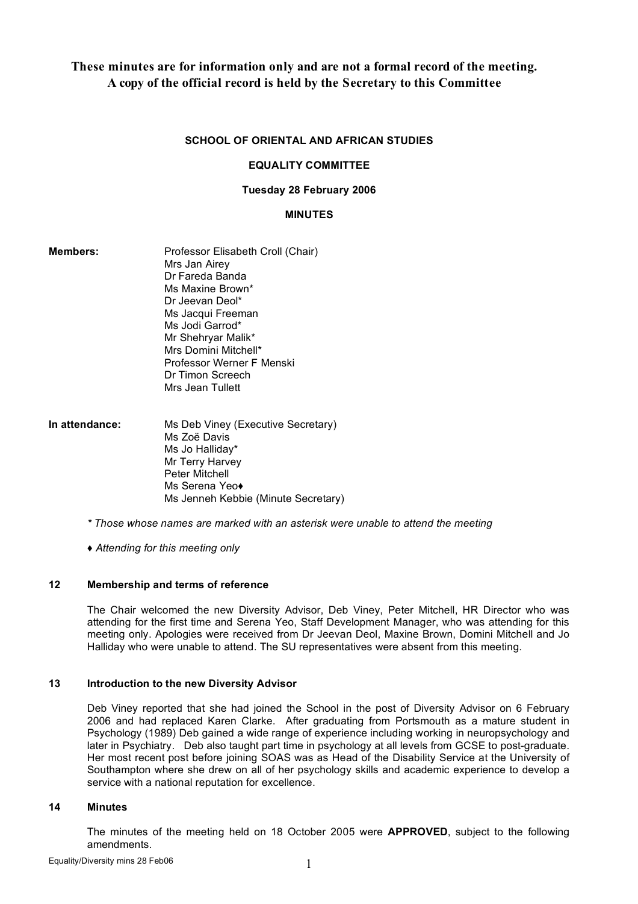**These minutes are for information only and are not a formal record of the meeting.**
**A copy of the official record is held by the Secretary to this Committee**

# SCHOOL OF ORIENTAL AND AFRICAN STUDIES

## EQUALITY COMMITTEE

**Tuesday 28 February 2006**

## MINUTES

**Members:**
Professor Elisabeth Croll (Chair)
Mrs Jan Airey
Dr Fareda Banda
Ms Maxine Brown*
Dr Jeevan Deol*
Ms Jacqui Freeman
Ms Jodi Garrod*
Mr Shehryar Malik*
Mrs Domini Mitchell*
Professor Werner F Menski
Dr Timon Screech
Mrs Jean Tullett

**In attendance:**
Ms Deb Viney (Executive Secretary)
Ms Zoë Davis
Ms Jo Halliday*
Mr Terry Harvey
Peter Mitchell
Ms Serena Yeo♦
Ms Jenneh Kebbie (Minute Secretary)

*\* Those whose names are marked with an asterisk were unable to attend the meeting*

*♦ Attending for this meeting only*

### 12 Membership and terms of reference

The Chair welcomed the new Diversity Advisor, Deb Viney, Peter Mitchell, HR Director who was attending for the first time and Serena Yeo, Staff Development Manager, who was attending for this meeting only. Apologies were received from Dr Jeevan Deol, Maxine Brown, Domini Mitchell and Jo Halliday who were unable to attend. The SU representatives were absent from this meeting.

### 13 Introduction to the new Diversity Advisor

Deb Viney reported that she had joined the School in the post of Diversity Advisor on 6 February 2006 and had replaced Karen Clarke. After graduating from Portsmouth as a mature student in Psychology (1989) Deb gained a wide range of experience including working in neuropsychology and later in Psychiatry. Deb also taught part time in psychology at all levels from GCSE to post-graduate. Her most recent post before joining SOAS was as Head of the Disability Service at the University of Southampton where she drew on all of her psychology skills and academic experience to develop a service with a national reputation for excellence.

### 14 Minutes

The minutes of the meeting held on 18 October 2005 were **APPROVED**, subject to the following amendments.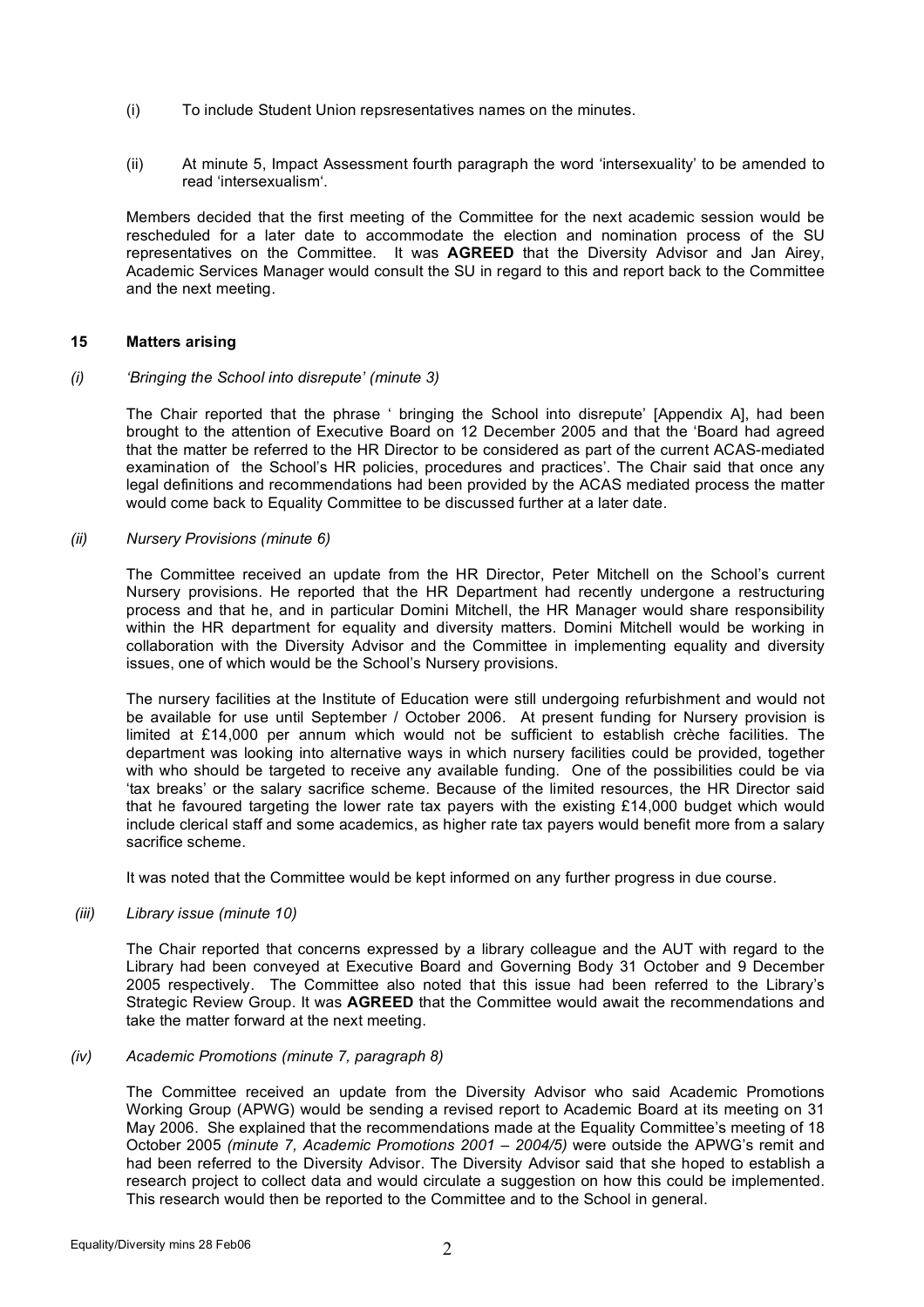(i) To include Student Union repsresentatives names on the minutes.

(ii) At minute 5, Impact Assessment fourth paragraph the word 'intersexuality' to be amended to read 'intersexualism'.

Members decided that the first meeting of the Committee for the next academic session would be rescheduled for a later date to accommodate the election and nomination process of the SU representatives on the Committee. It was **AGREED** that the Diversity Advisor and Jan Airey, Academic Services Manager would consult the SU in regard to this and report back to the Committee and the next meeting.

### 15 Matters arising

*(i) 'Bringing the School into disrepute' (minute 3)*

The Chair reported that the phrase ' bringing the School into disrepute' [Appendix A], had been brought to the attention of Executive Board on 12 December 2005 and that the 'Board had agreed that the matter be referred to the HR Director to be considered as part of the current ACAS-mediated examination of the School's HR policies, procedures and practices'. The Chair said that once any legal definitions and recommendations had been provided by the ACAS mediated process the matter would come back to Equality Committee to be discussed further at a later date.

*(ii) Nursery Provisions (minute 6)*

The Committee received an update from the HR Director, Peter Mitchell on the School's current Nursery provisions. He reported that the HR Department had recently undergone a restructuring process and that he, and in particular Domini Mitchell, the HR Manager would share responsibility within the HR department for equality and diversity matters. Domini Mitchell would be working in collaboration with the Diversity Advisor and the Committee in implementing equality and diversity issues, one of which would be the School's Nursery provisions.

The nursery facilities at the Institute of Education were still undergoing refurbishment and would not be available for use until September / October 2006. At present funding for Nursery provision is limited at £14,000 per annum which would not be sufficient to establish crèche facilities. The department was looking into alternative ways in which nursery facilities could be provided, together with who should be targeted to receive any available funding. One of the possibilities could be via 'tax breaks' or the salary sacrifice scheme. Because of the limited resources, the HR Director said that he favoured targeting the lower rate tax payers with the existing £14,000 budget which would include clerical staff and some academics, as higher rate tax payers would benefit more from a salary sacrifice scheme.

It was noted that the Committee would be kept informed on any further progress in due course.

*(iii) Library issue (minute 10)*

The Chair reported that concerns expressed by a library colleague and the AUT with regard to the Library had been conveyed at Executive Board and Governing Body 31 October and 9 December 2005 respectively. The Committee also noted that this issue had been referred to the Library's Strategic Review Group. It was **AGREED** that the Committee would await the recommendations and take the matter forward at the next meeting.

*(iv) Academic Promotions (minute 7, paragraph 8)*

The Committee received an update from the Diversity Advisor who said Academic Promotions Working Group (APWG) would be sending a revised report to Academic Board at its meeting on 31 May 2006. She explained that the recommendations made at the Equality Committee's meeting of 18 October 2005 *(minute 7, Academic Promotions 2001 – 2004/5)* were outside the APWG's remit and had been referred to the Diversity Advisor. The Diversity Advisor said that she hoped to establish a research project to collect data and would circulate a suggestion on how this could be implemented. This research would then be reported to the Committee and to the School in general.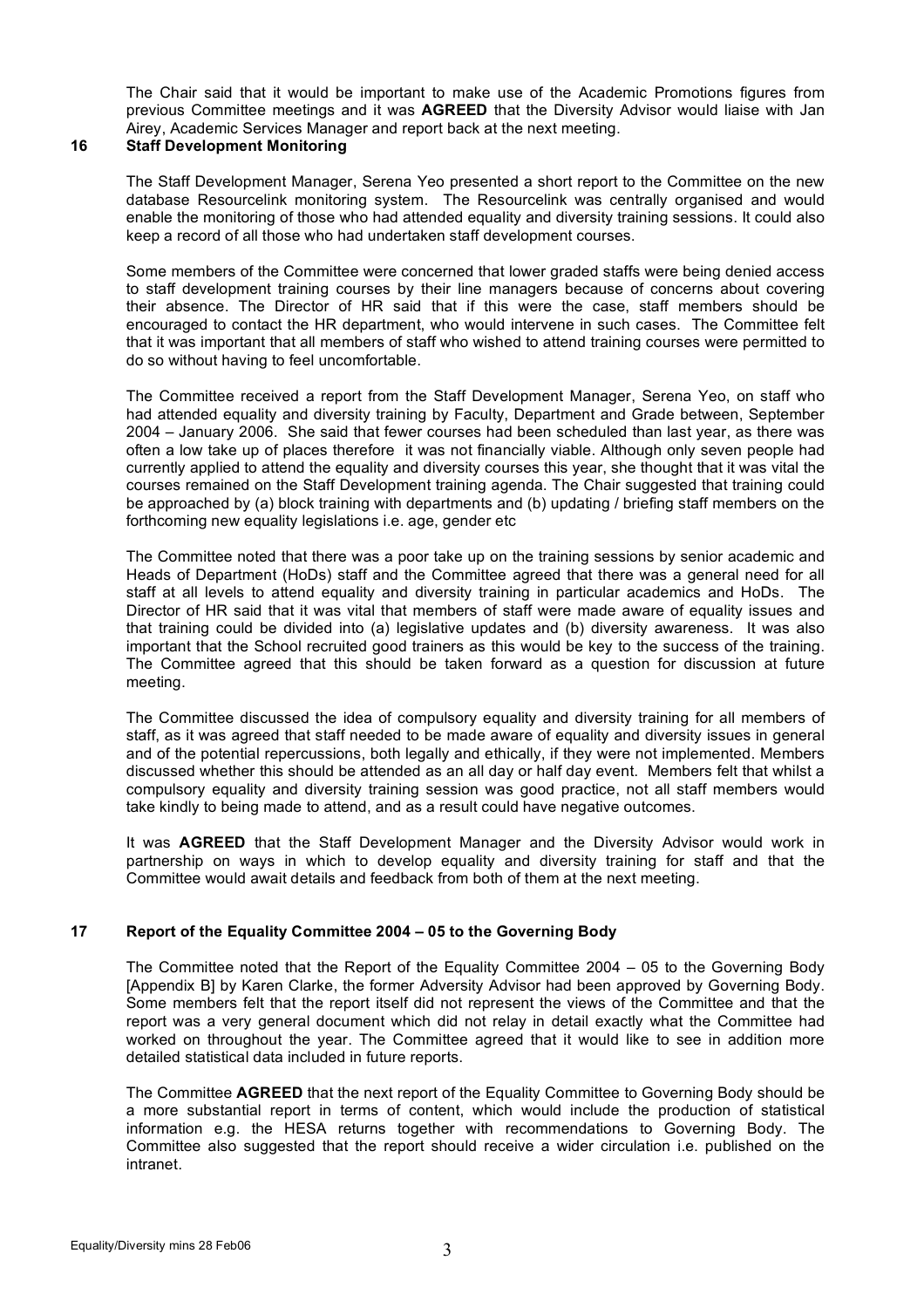The Chair said that it would be important to make use of the Academic Promotions figures from previous Committee meetings and it was **AGREED** that the Diversity Advisor would liaise with Jan Airey, Academic Services Manager and report back at the next meeting.

## 16 Staff Development Monitoring

The Staff Development Manager, Serena Yeo presented a short report to the Committee on the new database Resourcelink monitoring system. The Resourcelink was centrally organised and would enable the monitoring of those who had attended equality and diversity training sessions. It could also keep a record of all those who had undertaken staff development courses.

Some members of the Committee were concerned that lower graded staffs were being denied access to staff development training courses by their line managers because of concerns about covering their absence. The Director of HR said that if this were the case, staff members should be encouraged to contact the HR department, who would intervene in such cases. The Committee felt that it was important that all members of staff who wished to attend training courses were permitted to do so without having to feel uncomfortable.

The Committee received a report from the Staff Development Manager, Serena Yeo, on staff who had attended equality and diversity training by Faculty, Department and Grade between, September 2004 – January 2006. She said that fewer courses had been scheduled than last year, as there was often a low take up of places therefore it was not financially viable. Although only seven people had currently applied to attend the equality and diversity courses this year, she thought that it was vital the courses remained on the Staff Development training agenda. The Chair suggested that training could be approached by (a) block training with departments and (b) updating / briefing staff members on the forthcoming new equality legislations i.e. age, gender etc

The Committee noted that there was a poor take up on the training sessions by senior academic and Heads of Department (HoDs) staff and the Committee agreed that there was a general need for all staff at all levels to attend equality and diversity training in particular academics and HoDs. The Director of HR said that it was vital that members of staff were made aware of equality issues and that training could be divided into (a) legislative updates and (b) diversity awareness. It was also important that the School recruited good trainers as this would be key to the success of the training. The Committee agreed that this should be taken forward as a question for discussion at future meeting.

The Committee discussed the idea of compulsory equality and diversity training for all members of staff, as it was agreed that staff needed to be made aware of equality and diversity issues in general and of the potential repercussions, both legally and ethically, if they were not implemented. Members discussed whether this should be attended as an all day or half day event. Members felt that whilst a compulsory equality and diversity training session was good practice, not all staff members would take kindly to being made to attend, and as a result could have negative outcomes.

It was **AGREED** that the Staff Development Manager and the Diversity Advisor would work in partnership on ways in which to develop equality and diversity training for staff and that the Committee would await details and feedback from both of them at the next meeting.

## 17 Report of the Equality Committee 2004 – 05 to the Governing Body

The Committee noted that the Report of the Equality Committee 2004 – 05 to the Governing Body [Appendix B] by Karen Clarke, the former Adversity Advisor had been approved by Governing Body. Some members felt that the report itself did not represent the views of the Committee and that the report was a very general document which did not relay in detail exactly what the Committee had worked on throughout the year. The Committee agreed that it would like to see in addition more detailed statistical data included in future reports.

The Committee **AGREED** that the next report of the Equality Committee to Governing Body should be a more substantial report in terms of content, which would include the production of statistical information e.g. the HESA returns together with recommendations to Governing Body. The Committee also suggested that the report should receive a wider circulation i.e. published on the intranet.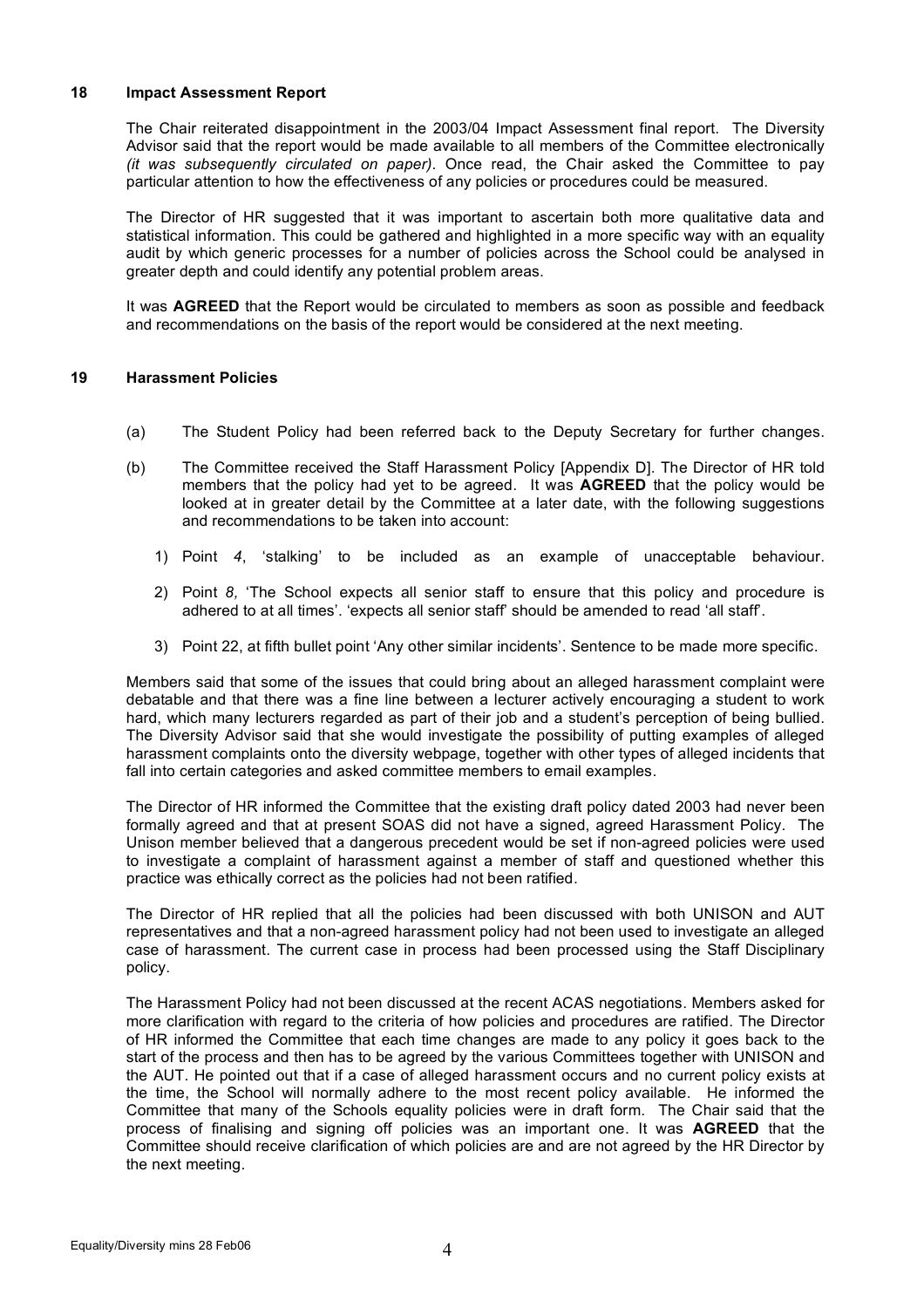## 18 Impact Assessment Report

The Chair reiterated disappointment in the 2003/04 Impact Assessment final report. The Diversity Advisor said that the report would be made available to all members of the Committee electronically *(it was subsequently circulated on paper)*. Once read, the Chair asked the Committee to pay particular attention to how the effectiveness of any policies or procedures could be measured.

The Director of HR suggested that it was important to ascertain both more qualitative data and statistical information. This could be gathered and highlighted in a more specific way with an equality audit by which generic processes for a number of policies across the School could be analysed in greater depth and could identify any potential problem areas.

It was **AGREED** that the Report would be circulated to members as soon as possible and feedback and recommendations on the basis of the report would be considered at the next meeting.

## 19 Harassment Policies

(a) The Student Policy had been referred back to the Deputy Secretary for further changes.

(b) The Committee received the Staff Harassment Policy [Appendix D]. The Director of HR told members that the policy had yet to be agreed. It was **AGREED** that the policy would be looked at in greater detail by the Committee at a later date, with the following suggestions and recommendations to be taken into account:

1) Point *4*, 'stalking' to be included as an example of unacceptable behaviour.
2) Point *8,* 'The School expects all senior staff to ensure that this policy and procedure is adhered to at all times'. 'expects all senior staff' should be amended to read 'all staff'.
3) Point 22, at fifth bullet point 'Any other similar incidents'. Sentence to be made more specific.

Members said that some of the issues that could bring about an alleged harassment complaint were debatable and that there was a fine line between a lecturer actively encouraging a student to work hard, which many lecturers regarded as part of their job and a student's perception of being bullied. The Diversity Advisor said that she would investigate the possibility of putting examples of alleged harassment complaints onto the diversity webpage, together with other types of alleged incidents that fall into certain categories and asked committee members to email examples.

The Director of HR informed the Committee that the existing draft policy dated 2003 had never been formally agreed and that at present SOAS did not have a signed, agreed Harassment Policy. The Unison member believed that a dangerous precedent would be set if non-agreed policies were used to investigate a complaint of harassment against a member of staff and questioned whether this practice was ethically correct as the policies had not been ratified.

The Director of HR replied that all the policies had been discussed with both UNISON and AUT representatives and that a non-agreed harassment policy had not been used to investigate an alleged case of harassment. The current case in process had been processed using the Staff Disciplinary policy.

The Harassment Policy had not been discussed at the recent ACAS negotiations. Members asked for more clarification with regard to the criteria of how policies and procedures are ratified. The Director of HR informed the Committee that each time changes are made to any policy it goes back to the start of the process and then has to be agreed by the various Committees together with UNISON and the AUT. He pointed out that if a case of alleged harassment occurs and no current policy exists at the time, the School will normally adhere to the most recent policy available. He informed the Committee that many of the Schools equality policies were in draft form. The Chair said that the process of finalising and signing off policies was an important one. It was **AGREED** that the Committee should receive clarification of which policies are and are not agreed by the HR Director by the next meeting.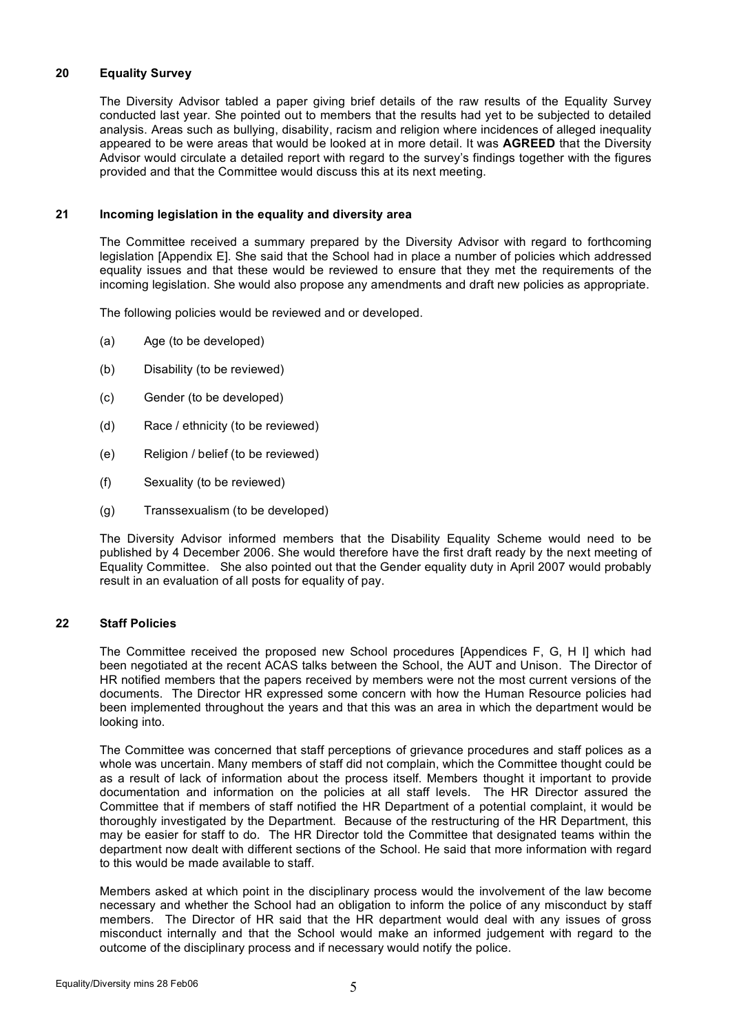## 20 Equality Survey

The Diversity Advisor tabled a paper giving brief details of the raw results of the Equality Survey conducted last year. She pointed out to members that the results had yet to be subjected to detailed analysis. Areas such as bullying, disability, racism and religion where incidences of alleged inequality appeared to be were areas that would be looked at in more detail. It was **AGREED** that the Diversity Advisor would circulate a detailed report with regard to the survey's findings together with the figures provided and that the Committee would discuss this at its next meeting.

## 21 Incoming legislation in the equality and diversity area

The Committee received a summary prepared by the Diversity Advisor with regard to forthcoming legislation [Appendix E]. She said that the School had in place a number of policies which addressed equality issues and that these would be reviewed to ensure that they met the requirements of the incoming legislation. She would also propose any amendments and draft new policies as appropriate.

The following policies would be reviewed and or developed.

(a) Age (to be developed)

(b) Disability (to be reviewed)

(c) Gender (to be developed)

(d) Race / ethnicity (to be reviewed)

(e) Religion / belief (to be reviewed)

(f) Sexuality (to be reviewed)

(g) Transsexualism (to be developed)

The Diversity Advisor informed members that the Disability Equality Scheme would need to be published by 4 December 2006. She would therefore have the first draft ready by the next meeting of Equality Committee. She also pointed out that the Gender equality duty in April 2007 would probably result in an evaluation of all posts for equality of pay.

## 22 Staff Policies

The Committee received the proposed new School procedures [Appendices F, G, H I] which had been negotiated at the recent ACAS talks between the School, the AUT and Unison. The Director of HR notified members that the papers received by members were not the most current versions of the documents. The Director HR expressed some concern with how the Human Resource policies had been implemented throughout the years and that this was an area in which the department would be looking into.

The Committee was concerned that staff perceptions of grievance procedures and staff polices as a whole was uncertain. Many members of staff did not complain, which the Committee thought could be as a result of lack of information about the process itself. Members thought it important to provide documentation and information on the policies at all staff levels. The HR Director assured the Committee that if members of staff notified the HR Department of a potential complaint, it would be thoroughly investigated by the Department. Because of the restructuring of the HR Department, this may be easier for staff to do. The HR Director told the Committee that designated teams within the department now dealt with different sections of the School. He said that more information with regard to this would be made available to staff.

Members asked at which point in the disciplinary process would the involvement of the law become necessary and whether the School had an obligation to inform the police of any misconduct by staff members. The Director of HR said that the HR department would deal with any issues of gross misconduct internally and that the School would make an informed judgement with regard to the outcome of the disciplinary process and if necessary would notify the police.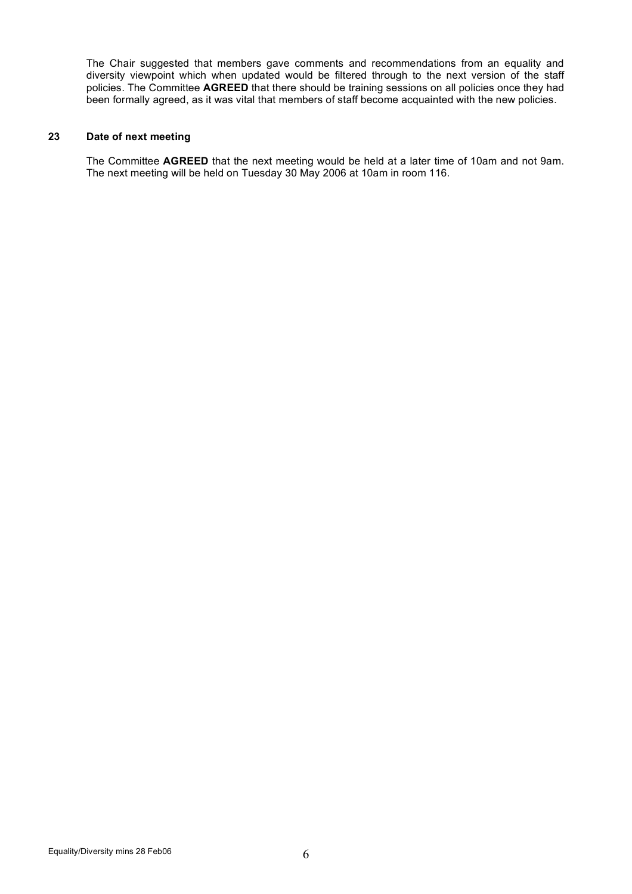The Chair suggested that members gave comments and recommendations from an equality and diversity viewpoint which when updated would be filtered through to the next version of the staff policies. The Committee **AGREED** that there should be training sessions on all policies once they had been formally agreed, as it was vital that members of staff become acquainted with the new policies.

### 23 Date of next meeting

The Committee **AGREED** that the next meeting would be held at a later time of 10am and not 9am. The next meeting will be held on Tuesday 30 May 2006 at 10am in room 116.